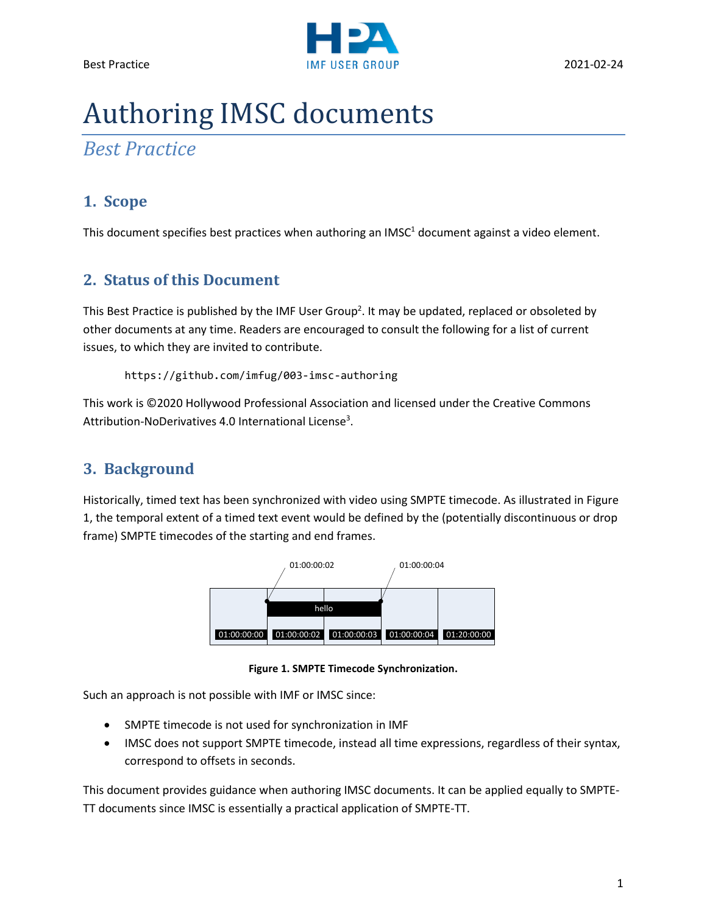# Authoring IMSC documents

*Best Practice*

## 1. Scope

This document specifies best practices when authoring an IMSC[1] document against a video element.

## 2. Status of this Document

This Best Practice is published by the IMF User Group[2]. It may be updated, replaced or obsoleted by other documents at any time. Readers are encouraged to consult the following for a list of current issues, to which they are invited to contribute.

```
https://github.com/imfug/003-imsc-authoring
```

This work is ©2020 Hollywood Professional Association and licensed under the Creative Commons Attribution-NoDerivatives 4.0 International License[3].

## 3. Background

Historically, timed text has been synchronized with video using SMPTE timecode. As illustrated in Figure 1, the temporal extent of a timed text event would be defined by the (potentially discontinuous or drop frame) SMPTE timecodes of the starting and end frames.

**Figure 1. SMPTE Timecode Synchronization.**

Such an approach is not possible with IMF or IMSC since:

- SMPTE timecode is not used for synchronization in IMF
- IMSC does not support SMPTE timecode, instead all time expressions, regardless of their syntax, correspond to offsets in seconds.

This document provides guidance when authoring IMSC documents. It can be applied equally to SMPTE-TT documents since IMSC is essentially a practical application of SMPTE-TT.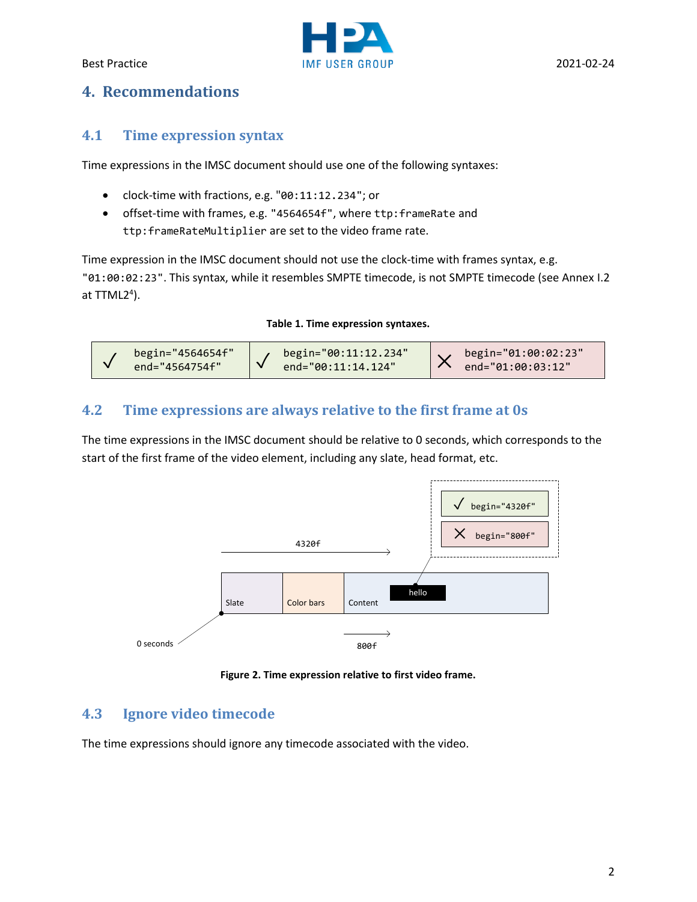# 4. Recommendations

## 4.1 Time expression syntax

Time expressions in the IMSC document should use one of the following syntaxes:

- clock-time with fractions, e.g. "`00:11:12.234`"; or
- offset-time with frames, e.g. "`4564654f`", where `ttp:frameRate` and `ttp:frameRateMultiplier` are set to the video frame rate.

Time expression in the IMSC document should not use the clock-time with frames syntax, e.g. "`01:00:02:23`". This syntax, while it resembles SMPTE timecode, is not SMPTE timecode (see Annex I.2 at TTML2[4]).

**Table 1. Time expression syntaxes.**

| | | | | | |
|---|---|---|---|---|---|
| √ | `begin="4564654f"` `end="4564754f"` | √ | `begin="00:11:12.234"` `end="00:11:14.124"` | × | `begin="01:00:02:23"` `end="01:00:03:12"` |

## 4.2 Time expressions are always relative to the first frame at 0s

The time expressions in the IMSC document should be relative to 0 seconds, which corresponds to the start of the first frame of the video element, including any slate, head format, etc.

√ begin="4320f"

× begin="800f"

4320f

Slate | Color bars | Content | hello

0 seconds

800f

**Figure 2. Time expression relative to first video frame.**

## 4.3 Ignore video timecode

The time expressions should ignore any timecode associated with the video.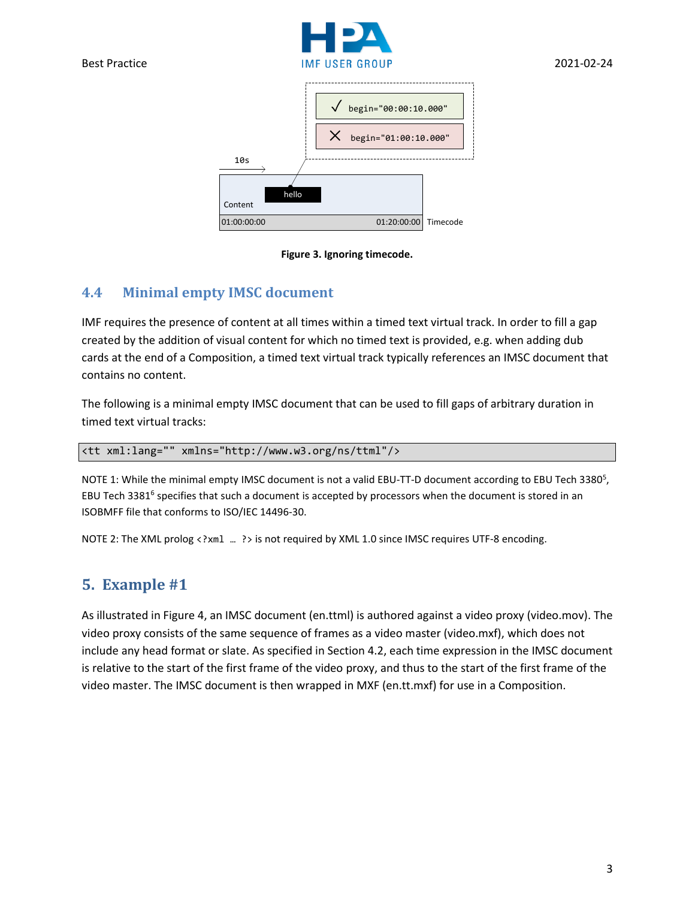Figure 3. Ignoring timecode.

## 4.4 Minimal empty IMSC document

IMF requires the presence of content at all times within a timed text virtual track. In order to fill a gap created by the addition of visual content for which no timed text is provided, e.g. when adding dub cards at the end of a Composition, a timed text virtual track typically references an IMSC document that contains no content.

The following is a minimal empty IMSC document that can be used to fill gaps of arbitrary duration in timed text virtual tracks:

```
<tt xml:lang="" xmlns="http://www.w3.org/ns/ttml"/>
```

NOTE 1: While the minimal empty IMSC document is not a valid EBU-TT-D document according to EBU Tech 3380[5], EBU Tech 3381[6] specifies that such a document is accepted by processors when the document is stored in an ISOBMFF file that conforms to ISO/IEC 14496-30.

NOTE 2: The XML prolog `<?xml … ?>` is not required by XML 1.0 since IMSC requires UTF-8 encoding.

# 5. Example #1

As illustrated in Figure 4, an IMSC document (en.ttml) is authored against a video proxy (video.mov). The video proxy consists of the same sequence of frames as a video master (video.mxf), which does not include any head format or slate. As specified in Section 4.2, each time expression in the IMSC document is relative to the start of the first frame of the video proxy, and thus to the start of the first frame of the video master. The IMSC document is then wrapped in MXF (en.tt.mxf) for use in a Composition.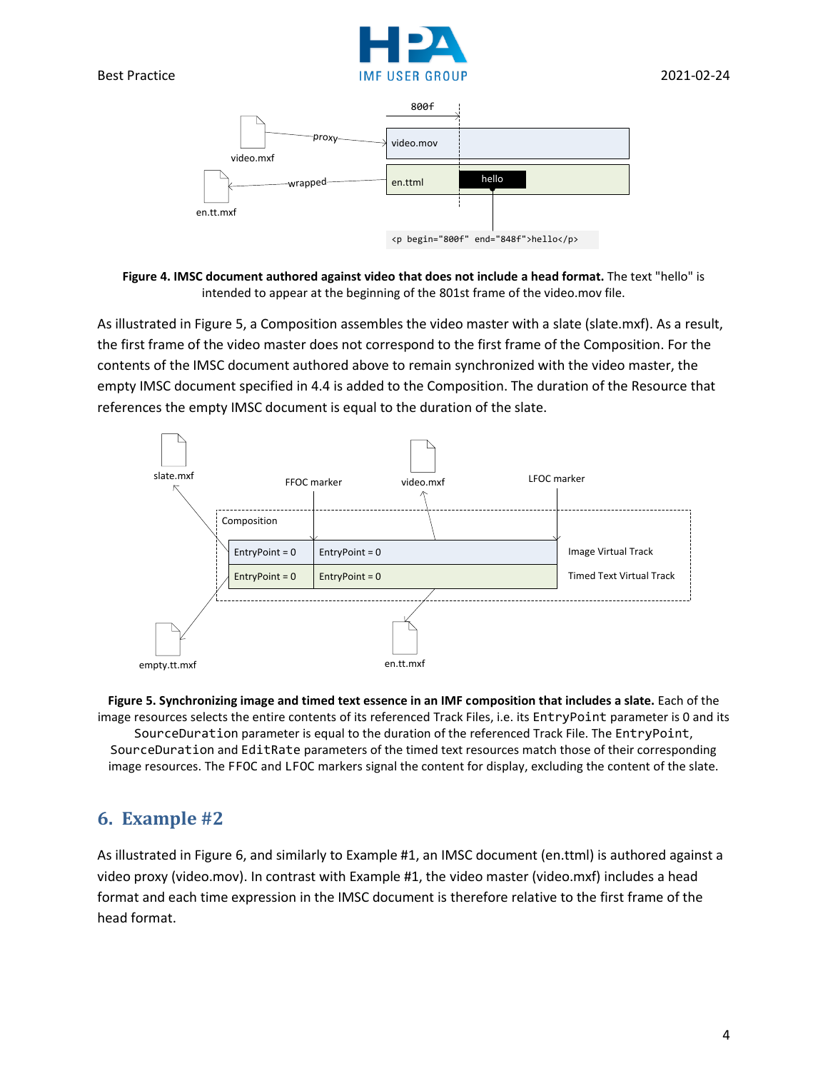**Figure 4. IMSC document authored against video that does not include a head format.** The text "hello" is intended to appear at the beginning of the 801st frame of the video.mov file.

As illustrated in Figure 5, a Composition assembles the video master with a slate (slate.mxf). As a result, the first frame of the video master does not correspond to the first frame of the Composition. For the contents of the IMSC document authored above to remain synchronized with the video master, the empty IMSC document specified in 4.4 is added to the Composition. The duration of the Resource that references the empty IMSC document is equal to the duration of the slate.

**Figure 5. Synchronizing image and timed text essence in an IMF composition that includes a slate.** Each of the image resources selects the entire contents of its referenced Track Files, i.e. its `EntryPoint` parameter is 0 and its `SourceDuration` parameter is equal to the duration of the referenced Track File. The `EntryPoint`, `SourceDuration` and `EditRate` parameters of the timed text resources match those of their corresponding image resources. The `FFOC` and `LFOC` markers signal the content for display, excluding the content of the slate.

## 6. Example #2

As illustrated in Figure 6, and similarly to Example #1, an IMSC document (en.ttml) is authored against a video proxy (video.mov). In contrast with Example #1, the video master (video.mxf) includes a head format and each time expression in the IMSC document is therefore relative to the first frame of the head format.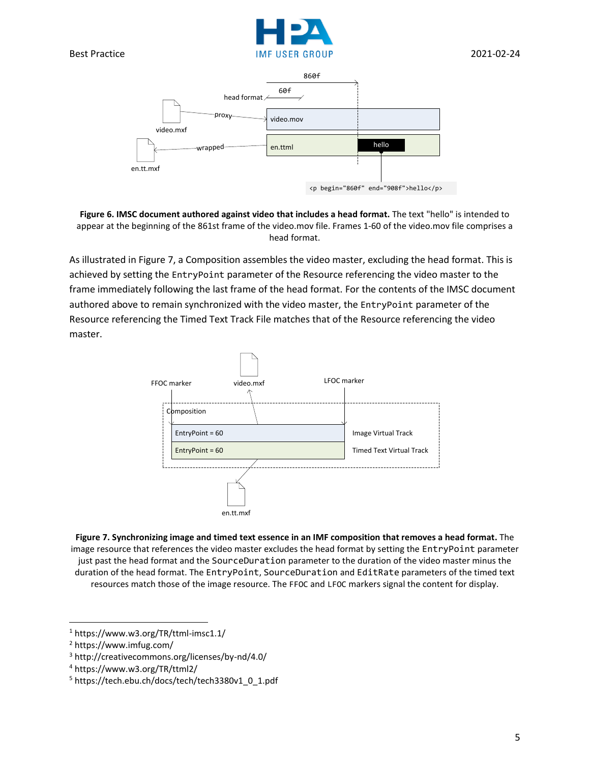**Figure 6. IMSC document authored against video that includes a head format.** The text "hello" is intended to appear at the beginning of the 861st frame of the video.mov file. Frames 1-60 of the video.mov file comprises a head format.

As illustrated in Figure 7, a Composition assembles the video master, excluding the head format. This is achieved by setting the `EntryPoint` parameter of the Resource referencing the video master to the frame immediately following the last frame of the head format. For the contents of the IMSC document authored above to remain synchronized with the video master, the `EntryPoint` parameter of the Resource referencing the Timed Text Track File matches that of the Resource referencing the video master.

**Figure 7. Synchronizing image and timed text essence in an IMF composition that removes a head format.** The image resource that references the video master excludes the head format by setting the `EntryPoint` parameter just past the head format and the `SourceDuration` parameter to the duration of the video master minus the duration of the head format. The `EntryPoint`, `SourceDuration` and `EditRate` parameters of the timed text resources match those of the image resource. The `FFOC` and `LFOC` markers signal the content for display.

---

[1] https://www.w3.org/TR/ttml-imsc1.1/

[2] https://www.imfug.com/

[3] http://creativecommons.org/licenses/by-nd/4.0/

[4] https://www.w3.org/TR/ttml2/

[5] https://tech.ebu.ch/docs/tech/tech3380v1_0_1.pdf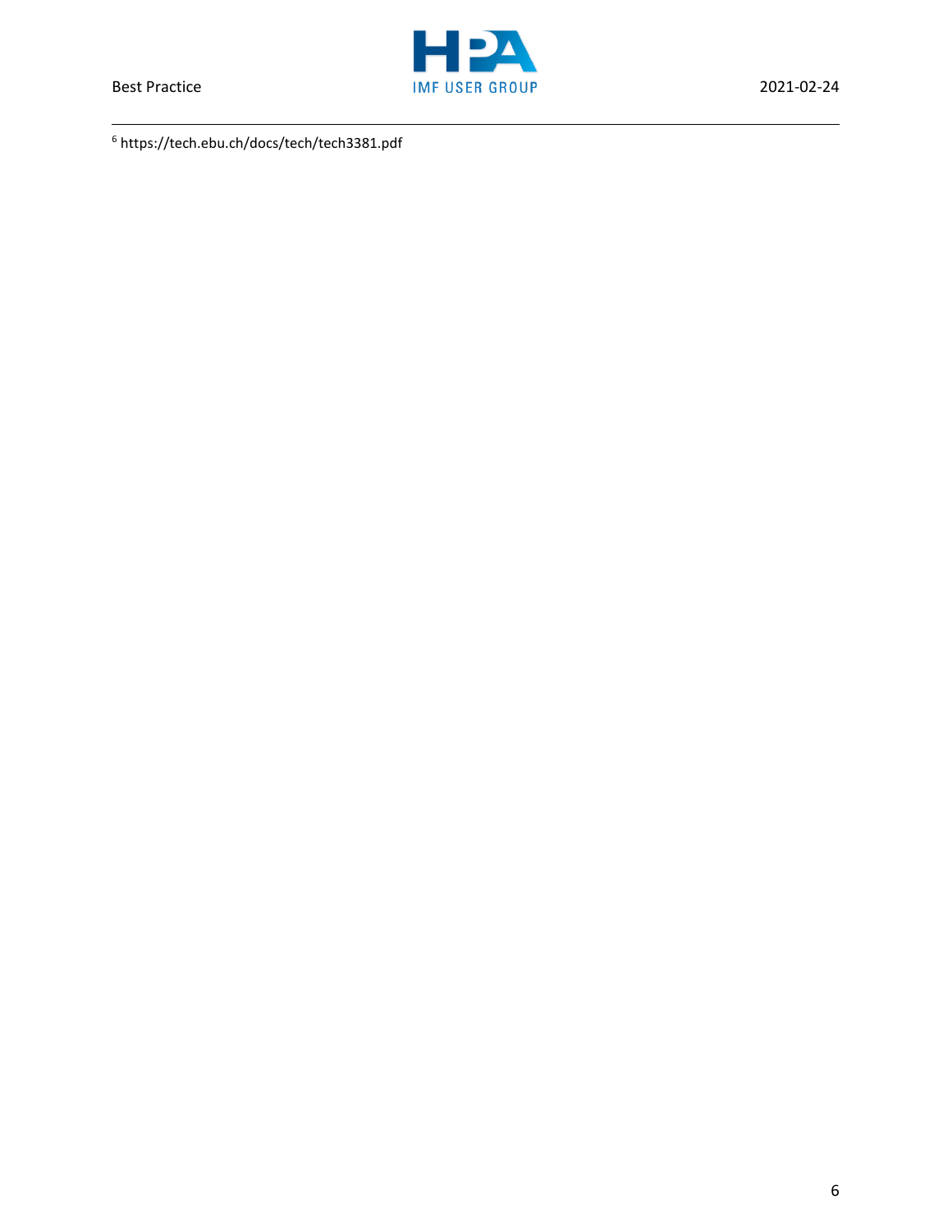[6] https://tech.ebu.ch/docs/tech/tech3381.pdf